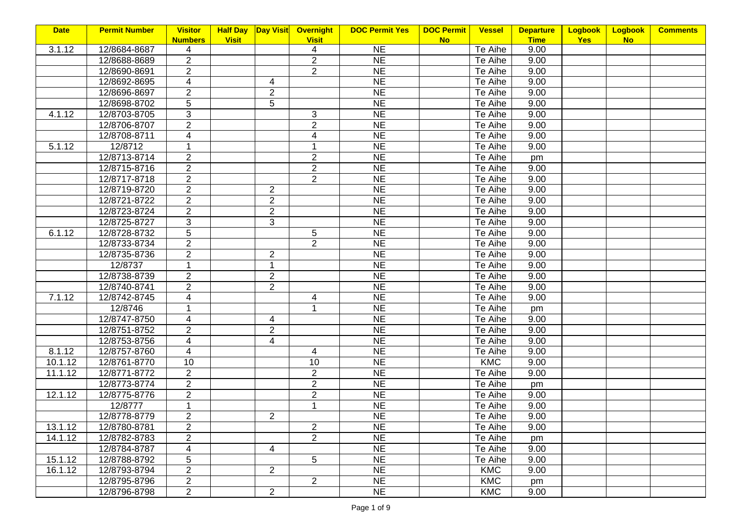| Date | Permit Number | Visitor Numbers | Half Day Visit | Day Visit | Overnight Visit | DOC Permit Yes | DOC Permit No | Vessel | Departure Time | Logbook Yes | Logbook No | Comments |
|---|---|---|---|---|---|---|---|---|---|---|---|---|
| 3.1.12 | 12/8684-8687 | 4 | | | 4 | NE | | Te Aihe | 9.00 | | | |
| | 12/8688-8689 | 2 | | | 2 | NE | | Te Aihe | 9.00 | | | |
| | 12/8690-8691 | 2 | | | 2 | NE | | Te Aihe | 9.00 | | | |
| | 12/8692-8695 | 4 | | 4 | | NE | | Te Aihe | 9.00 | | | |
| | 12/8696-8697 | 2 | | 2 | | NE | | Te Aihe | 9.00 | | | |
| | 12/8698-8702 | 5 | | 5 | | NE | | Te Aihe | 9.00 | | | |
| 4.1.12 | 12/8703-8705 | 3 | | | 3 | NE | | Te Aihe | 9.00 | | | |
| | 12/8706-8707 | 2 | | | 2 | NE | | Te Aihe | 9.00 | | | |
| | 12/8708-8711 | 4 | | | 4 | NE | | Te Aihe | 9.00 | | | |
| 5.1.12 | 12/8712 | 1 | | | 1 | NE | | Te Aihe | 9.00 | | | |
| | 12/8713-8714 | 2 | | | 2 | NE | | Te Aihe | pm | | | |
| | 12/8715-8716 | 2 | | | 2 | NE | | Te Aihe | 9.00 | | | |
| | 12/8717-8718 | 2 | | | 2 | NE | | Te Aihe | 9.00 | | | |
| | 12/8719-8720 | 2 | | 2 | | NE | | Te Aihe | 9.00 | | | |
| | 12/8721-8722 | 2 | | 2 | | NE | | Te Aihe | 9.00 | | | |
| | 12/8723-8724 | 2 | | 2 | | NE | | Te Aihe | 9.00 | | | |
| | 12/8725-8727 | 3 | | 3 | | NE | | Te Aihe | 9.00 | | | |
| 6.1.12 | 12/8728-8732 | 5 | | | 5 | NE | | Te Aihe | 9.00 | | | |
| | 12/8733-8734 | 2 | | | 2 | NE | | Te Aihe | 9.00 | | | |
| | 12/8735-8736 | 2 | | 2 | | NE | | Te Aihe | 9.00 | | | |
| | 12/8737 | 1 | | 1 | | NE | | Te Aihe | 9.00 | | | |
| | 12/8738-8739 | 2 | | 2 | | NE | | Te Aihe | 9.00 | | | |
| | 12/8740-8741 | 2 | | 2 | | NE | | Te Aihe | 9.00 | | | |
| 7.1.12 | 12/8742-8745 | 4 | | | 4 | NE | | Te Aihe | 9.00 | | | |
| | 12/8746 | 1 | | | 1 | NE | | Te Aihe | pm | | | |
| | 12/8747-8750 | 4 | | 4 | | NE | | Te Aihe | 9.00 | | | |
| | 12/8751-8752 | 2 | | 2 | | NE | | Te Aihe | 9.00 | | | |
| | 12/8753-8756 | 4 | | 4 | | NE | | Te Aihe | 9.00 | | | |
| 8.1.12 | 12/8757-8760 | 4 | | | 4 | NE | | Te Aihe | 9.00 | | | |
| 10.1.12 | 12/8761-8770 | 10 | | | 10 | NE | | KMC | 9.00 | | | |
| 11.1.12 | 12/8771-8772 | 2 | | | 2 | NE | | Te Aihe | 9.00 | | | |
| | 12/8773-8774 | 2 | | | 2 | NE | | Te Aihe | pm | | | |
| 12.1.12 | 12/8775-8776 | 2 | | | 2 | NE | | Te Aihe | 9.00 | | | |
| | 12/8777 | 1 | | | 1 | NE | | Te Aihe | 9.00 | | | |
| | 12/8778-8779 | 2 | | 2 | | NE | | Te Aihe | 9.00 | | | |
| 13.1.12 | 12/8780-8781 | 2 | | | 2 | NE | | Te Aihe | 9.00 | | | |
| 14.1.12 | 12/8782-8783 | 2 | | | 2 | NE | | Te Aihe | pm | | | |
| | 12/8784-8787 | 4 | | 4 | | NE | | Te Aihe | 9.00 | | | |
| 15.1.12 | 12/8788-8792 | 5 | | | 5 | NE | | Te Aihe | 9.00 | | | |
| 16.1.12 | 12/8793-8794 | 2 | | 2 | | NE | | KMC | 9.00 | | | |
| | 12/8795-8796 | 2 | | | 2 | NE | | KMC | pm | | | |
| | 12/8796-8798 | 2 | | 2 | | NE | | KMC | 9.00 | | | |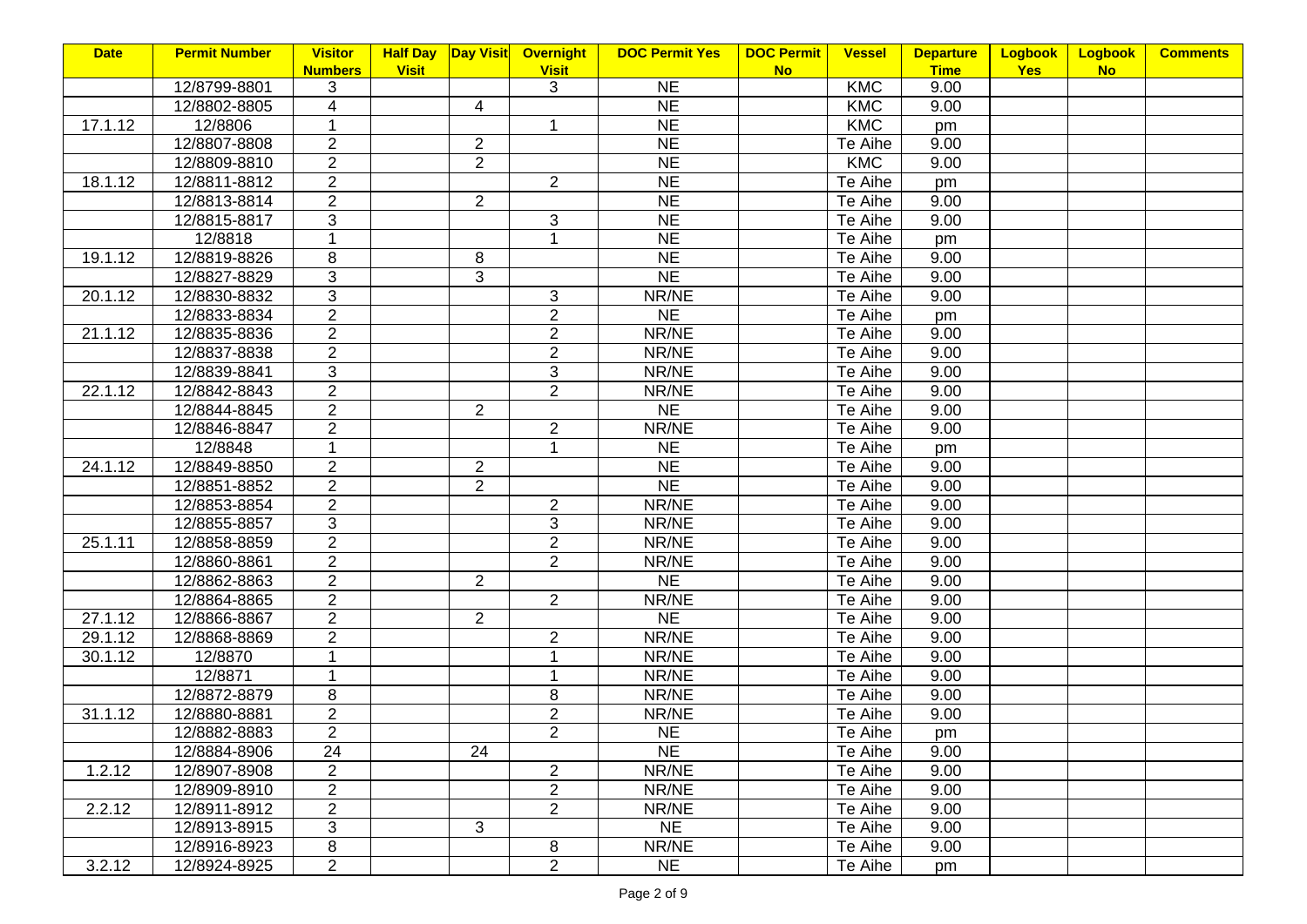| Date | Permit Number | Visitor Numbers | Half Day Visit | Day Visit | Overnight Visit | DOC Permit Yes | DOC Permit No | Vessel | Departure Time | Logbook Yes | Logbook No | Comments |
|---|---|---|---|---|---|---|---|---|---|---|---|---|
| | 12/8799-8801 | 3 | | | 3 | NE | | KMC | 9.00 | | | |
| | 12/8802-8805 | 4 | | 4 | | NE | | KMC | 9.00 | | | |
| 17.1.12 | 12/8806 | 1 | | | 1 | NE | | KMC | pm | | | |
| | 12/8807-8808 | 2 | | 2 | | NE | | Te Aihe | 9.00 | | | |
| | 12/8809-8810 | 2 | | 2 | | NE | | KMC | 9.00 | | | |
| 18.1.12 | 12/8811-8812 | 2 | | | 2 | NE | | Te Aihe | pm | | | |
| | 12/8813-8814 | 2 | | 2 | | NE | | Te Aihe | 9.00 | | | |
| | 12/8815-8817 | 3 | | | 3 | NE | | Te Aihe | 9.00 | | | |
| | 12/8818 | 1 | | | 1 | NE | | Te Aihe | pm | | | |
| 19.1.12 | 12/8819-8826 | 8 | | 8 | | NE | | Te Aihe | 9.00 | | | |
| | 12/8827-8829 | 3 | | 3 | | NE | | Te Aihe | 9.00 | | | |
| 20.1.12 | 12/8830-8832 | 3 | | | 3 | NR/NE | | Te Aihe | 9.00 | | | |
| | 12/8833-8834 | 2 | | | 2 | NE | | Te Aihe | pm | | | |
| 21.1.12 | 12/8835-8836 | 2 | | | 2 | NR/NE | | Te Aihe | 9.00 | | | |
| | 12/8837-8838 | 2 | | | 2 | NR/NE | | Te Aihe | 9.00 | | | |
| | 12/8839-8841 | 3 | | | 3 | NR/NE | | Te Aihe | 9.00 | | | |
| 22.1.12 | 12/8842-8843 | 2 | | | 2 | NR/NE | | Te Aihe | 9.00 | | | |
| | 12/8844-8845 | 2 | | 2 | | NE | | Te Aihe | 9.00 | | | |
| | 12/8846-8847 | 2 | | | 2 | NR/NE | | Te Aihe | 9.00 | | | |
| | 12/8848 | 1 | | | 1 | NE | | Te Aihe | pm | | | |
| 24.1.12 | 12/8849-8850 | 2 | | 2 | | NE | | Te Aihe | 9.00 | | | |
| | 12/8851-8852 | 2 | | 2 | | NE | | Te Aihe | 9.00 | | | |
| | 12/8853-8854 | 2 | | | 2 | NR/NE | | Te Aihe | 9.00 | | | |
| | 12/8855-8857 | 3 | | | 3 | NR/NE | | Te Aihe | 9.00 | | | |
| 25.1.11 | 12/8858-8859 | 2 | | | 2 | NR/NE | | Te Aihe | 9.00 | | | |
| | 12/8860-8861 | 2 | | | 2 | NR/NE | | Te Aihe | 9.00 | | | |
| | 12/8862-8863 | 2 | | 2 | | NE | | Te Aihe | 9.00 | | | |
| | 12/8864-8865 | 2 | | | 2 | NR/NE | | Te Aihe | 9.00 | | | |
| 27.1.12 | 12/8866-8867 | 2 | | 2 | | NE | | Te Aihe | 9.00 | | | |
| 29.1.12 | 12/8868-8869 | 2 | | | 2 | NR/NE | | Te Aihe | 9.00 | | | |
| 30.1.12 | 12/8870 | 1 | | | 1 | NR/NE | | Te Aihe | 9.00 | | | |
| | 12/8871 | 1 | | | 1 | NR/NE | | Te Aihe | 9.00 | | | |
| | 12/8872-8879 | 8 | | | 8 | NR/NE | | Te Aihe | 9.00 | | | |
| 31.1.12 | 12/8880-8881 | 2 | | | 2 | NR/NE | | Te Aihe | 9.00 | | | |
| | 12/8882-8883 | 2 | | | 2 | NE | | Te Aihe | pm | | | |
| | 12/8884-8906 | 24 | | 24 | | NE | | Te Aihe | 9.00 | | | |
| 1.2.12 | 12/8907-8908 | 2 | | | 2 | NR/NE | | Te Aihe | 9.00 | | | |
| | 12/8909-8910 | 2 | | | 2 | NR/NE | | Te Aihe | 9.00 | | | |
| 2.2.12 | 12/8911-8912 | 2 | | | 2 | NR/NE | | Te Aihe | 9.00 | | | |
| | 12/8913-8915 | 3 | | 3 | | NE | | Te Aihe | 9.00 | | | |
| | 12/8916-8923 | 8 | | | 8 | NR/NE | | Te Aihe | 9.00 | | | |
| 3.2.12 | 12/8924-8925 | 2 | | | 2 | NE | | Te Aihe | pm | | | |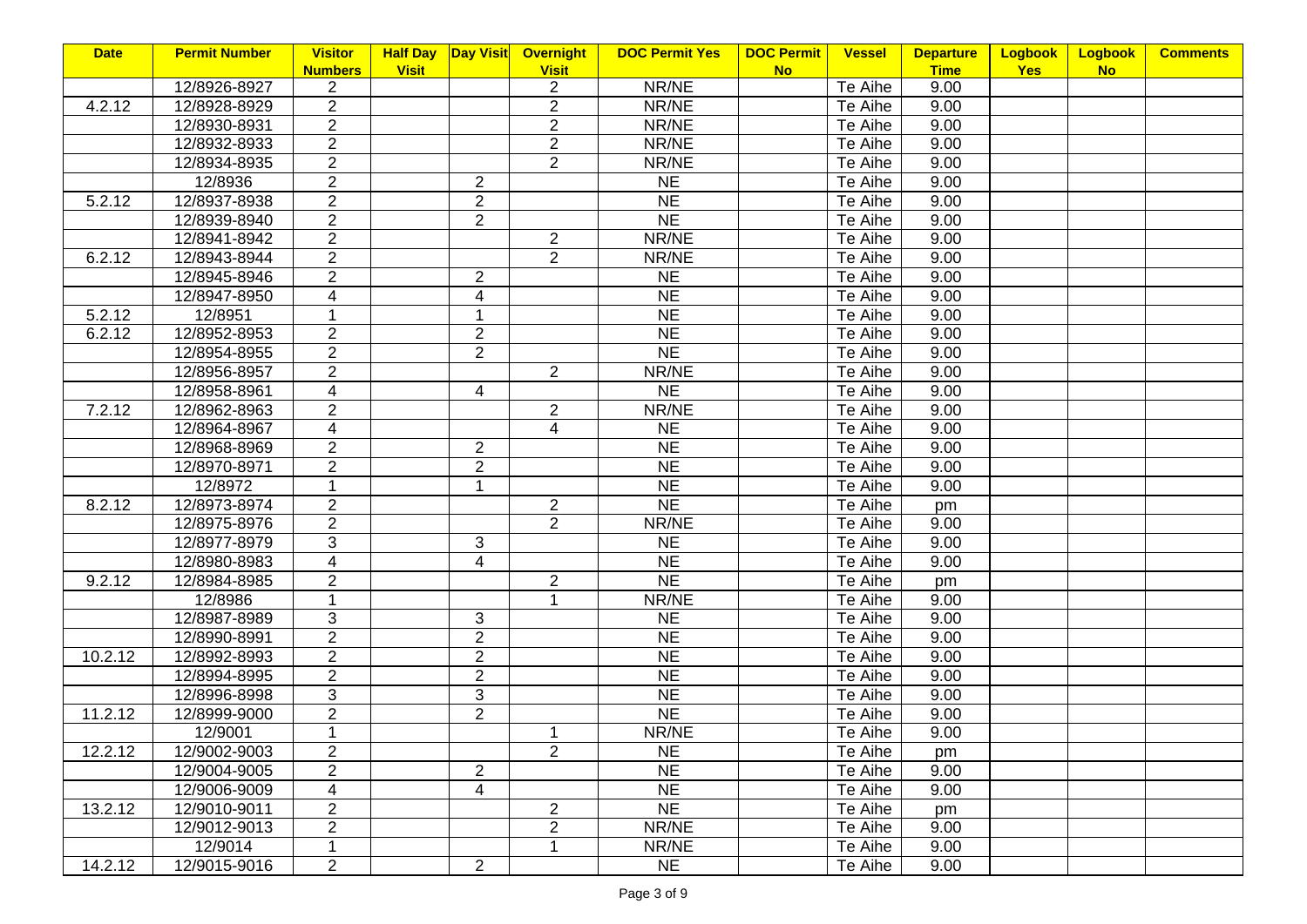| Date | Permit Number | Visitor Numbers | Half Day Visit | Day Visit | Overnight Visit | DOC Permit Yes | DOC Permit No | Vessel | Departure Time | Logbook Yes | Logbook No | Comments |
|---|---|---|---|---|---|---|---|---|---|---|---|---|
| | 12/8926-8927 | 2 | | | 2 | NR/NE | | Te Aihe | 9.00 | | | |
| 4.2.12 | 12/8928-8929 | 2 | | | 2 | NR/NE | | Te Aihe | 9.00 | | | |
| | 12/8930-8931 | 2 | | | 2 | NR/NE | | Te Aihe | 9.00 | | | |
| | 12/8932-8933 | 2 | | | 2 | NR/NE | | Te Aihe | 9.00 | | | |
| | 12/8934-8935 | 2 | | | 2 | NR/NE | | Te Aihe | 9.00 | | | |
| | 12/8936 | 2 | | 2 | | NE | | Te Aihe | 9.00 | | | |
| 5.2.12 | 12/8937-8938 | 2 | | 2 | | NE | | Te Aihe | 9.00 | | | |
| | 12/8939-8940 | 2 | | 2 | | NE | | Te Aihe | 9.00 | | | |
| | 12/8941-8942 | 2 | | | 2 | NR/NE | | Te Aihe | 9.00 | | | |
| 6.2.12 | 12/8943-8944 | 2 | | | 2 | NR/NE | | Te Aihe | 9.00 | | | |
| | 12/8945-8946 | 2 | | 2 | | NE | | Te Aihe | 9.00 | | | |
| | 12/8947-8950 | 4 | | 4 | | NE | | Te Aihe | 9.00 | | | |
| 5.2.12 | 12/8951 | 1 | | 1 | | NE | | Te Aihe | 9.00 | | | |
| 6.2.12 | 12/8952-8953 | 2 | | 2 | | NE | | Te Aihe | 9.00 | | | |
| | 12/8954-8955 | 2 | | 2 | | NE | | Te Aihe | 9.00 | | | |
| | 12/8956-8957 | 2 | | | 2 | NR/NE | | Te Aihe | 9.00 | | | |
| | 12/8958-8961 | 4 | | 4 | | NE | | Te Aihe | 9.00 | | | |
| 7.2.12 | 12/8962-8963 | 2 | | | 2 | NR/NE | | Te Aihe | 9.00 | | | |
| | 12/8964-8967 | 4 | | | 4 | NE | | Te Aihe | 9.00 | | | |
| | 12/8968-8969 | 2 | | 2 | | NE | | Te Aihe | 9.00 | | | |
| | 12/8970-8971 | 2 | | 2 | | NE | | Te Aihe | 9.00 | | | |
| | 12/8972 | 1 | | 1 | | NE | | Te Aihe | 9.00 | | | |
| 8.2.12 | 12/8973-8974 | 2 | | | 2 | NE | | Te Aihe | pm | | | |
| | 12/8975-8976 | 2 | | | 2 | NR/NE | | Te Aihe | 9.00 | | | |
| | 12/8977-8979 | 3 | | 3 | | NE | | Te Aihe | 9.00 | | | |
| | 12/8980-8983 | 4 | | 4 | | NE | | Te Aihe | 9.00 | | | |
| 9.2.12 | 12/8984-8985 | 2 | | | 2 | NE | | Te Aihe | pm | | | |
| | 12/8986 | 1 | | | 1 | NR/NE | | Te Aihe | 9.00 | | | |
| | 12/8987-8989 | 3 | | 3 | | NE | | Te Aihe | 9.00 | | | |
| | 12/8990-8991 | 2 | | 2 | | NE | | Te Aihe | 9.00 | | | |
| 10.2.12 | 12/8992-8993 | 2 | | 2 | | NE | | Te Aihe | 9.00 | | | |
| | 12/8994-8995 | 2 | | 2 | | NE | | Te Aihe | 9.00 | | | |
| | 12/8996-8998 | 3 | | 3 | | NE | | Te Aihe | 9.00 | | | |
| 11.2.12 | 12/8999-9000 | 2 | | 2 | | NE | | Te Aihe | 9.00 | | | |
| | 12/9001 | 1 | | | 1 | NR/NE | | Te Aihe | 9.00 | | | |
| 12.2.12 | 12/9002-9003 | 2 | | | 2 | NE | | Te Aihe | pm | | | |
| | 12/9004-9005 | 2 | | 2 | | NE | | Te Aihe | 9.00 | | | |
| | 12/9006-9009 | 4 | | 4 | | NE | | Te Aihe | 9.00 | | | |
| 13.2.12 | 12/9010-9011 | 2 | | | 2 | NE | | Te Aihe | pm | | | |
| | 12/9012-9013 | 2 | | | 2 | NR/NE | | Te Aihe | 9.00 | | | |
| | 12/9014 | 1 | | | 1 | NR/NE | | Te Aihe | 9.00 | | | |
| 14.2.12 | 12/9015-9016 | 2 | | 2 | | NE | | Te Aihe | 9.00 | | | |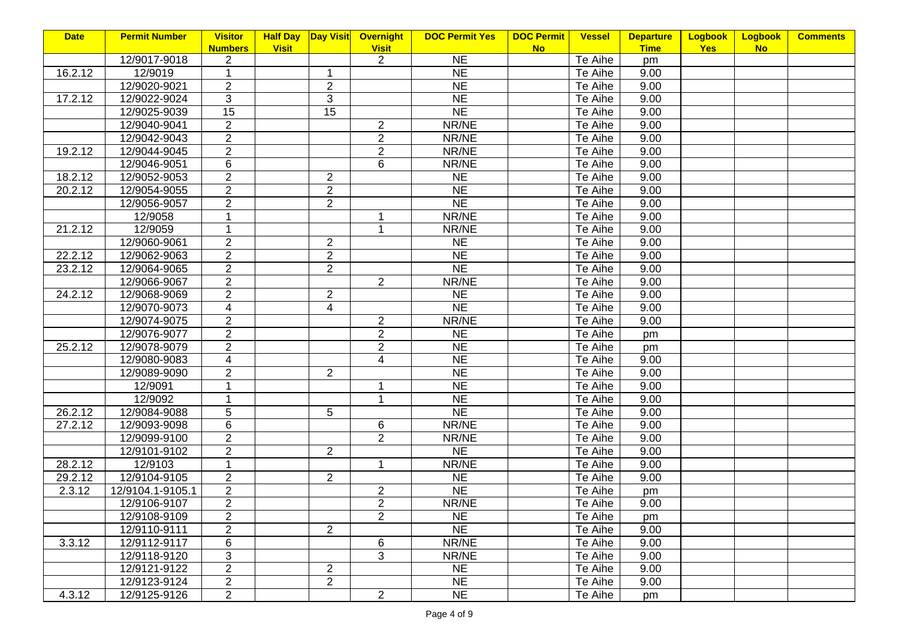| Date | Permit Number | Visitor Numbers | Half Day Visit | Day Visit | Overnight Visit | DOC Permit Yes | DOC Permit No | Vessel | Departure Time | Logbook Yes | Logbook No | Comments |
|---|---|---|---|---|---|---|---|---|---|---|---|---|
| | 12/9017-9018 | 2 | | | 2 | NE | | Te Aihe | pm | | | |
| 16.2.12 | 12/9019 | 1 | | 1 | | NE | | Te Aihe | 9.00 | | | |
| | 12/9020-9021 | 2 | | 2 | | NE | | Te Aihe | 9.00 | | | |
| 17.2.12 | 12/9022-9024 | 3 | | 3 | | NE | | Te Aihe | 9.00 | | | |
| | 12/9025-9039 | 15 | | 15 | | NE | | Te Aihe | 9.00 | | | |
| | 12/9040-9041 | 2 | | | 2 | NR/NE | | Te Aihe | 9.00 | | | |
| | 12/9042-9043 | 2 | | | 2 | NR/NE | | Te Aihe | 9.00 | | | |
| 19.2.12 | 12/9044-9045 | 2 | | | 2 | NR/NE | | Te Aihe | 9.00 | | | |
| | 12/9046-9051 | 6 | | | 6 | NR/NE | | Te Aihe | 9.00 | | | |
| 18.2.12 | 12/9052-9053 | 2 | | 2 | | NE | | Te Aihe | 9.00 | | | |
| 20.2.12 | 12/9054-9055 | 2 | | 2 | | NE | | Te Aihe | 9.00 | | | |
| | 12/9056-9057 | 2 | | 2 | | NE | | Te Aihe | 9.00 | | | |
| | 12/9058 | 1 | | | 1 | NR/NE | | Te Aihe | 9.00 | | | |
| 21.2.12 | 12/9059 | 1 | | | 1 | NR/NE | | Te Aihe | 9.00 | | | |
| | 12/9060-9061 | 2 | | 2 | | NE | | Te Aihe | 9.00 | | | |
| 22.2.12 | 12/9062-9063 | 2 | | 2 | | NE | | Te Aihe | 9.00 | | | |
| 23.2.12 | 12/9064-9065 | 2 | | 2 | | NE | | Te Aihe | 9.00 | | | |
| | 12/9066-9067 | 2 | | | 2 | NR/NE | | Te Aihe | 9.00 | | | |
| 24.2.12 | 12/9068-9069 | 2 | | 2 | | NE | | Te Aihe | 9.00 | | | |
| | 12/9070-9073 | 4 | | 4 | | NE | | Te Aihe | 9.00 | | | |
| | 12/9074-9075 | 2 | | | 2 | NR/NE | | Te Aihe | 9.00 | | | |
| | 12/9076-9077 | 2 | | | 2 | NE | | Te Aihe | pm | | | |
| 25.2.12 | 12/9078-9079 | 2 | | | 2 | NE | | Te Aihe | pm | | | |
| | 12/9080-9083 | 4 | | | 4 | NE | | Te Aihe | 9.00 | | | |
| | 12/9089-9090 | 2 | | 2 | | NE | | Te Aihe | 9.00 | | | |
| | 12/9091 | 1 | | | 1 | NE | | Te Aihe | 9.00 | | | |
| | 12/9092 | 1 | | | 1 | NE | | Te Aihe | 9.00 | | | |
| 26.2.12 | 12/9084-9088 | 5 | | 5 | | NE | | Te Aihe | 9.00 | | | |
| 27.2.12 | 12/9093-9098 | 6 | | | 6 | NR/NE | | Te Aihe | 9.00 | | | |
| | 12/9099-9100 | 2 | | | 2 | NR/NE | | Te Aihe | 9.00 | | | |
| | 12/9101-9102 | 2 | | 2 | | NE | | Te Aihe | 9.00 | | | |
| 28.2.12 | 12/9103 | 1 | | | 1 | NR/NE | | Te Aihe | 9.00 | | | |
| 29.2.12 | 12/9104-9105 | 2 | | 2 | | NE | | Te Aihe | 9.00 | | | |
| 2.3.12 | 12/9104.1-9105.1 | 2 | | | 2 | NE | | Te Aihe | pm | | | |
| | 12/9106-9107 | 2 | | | 2 | NR/NE | | Te Aihe | 9.00 | | | |
| | 12/9108-9109 | 2 | | | 2 | NE | | Te Aihe | pm | | | |
| | 12/9110-9111 | 2 | | 2 | | NE | | Te Aihe | 9.00 | | | |
| 3.3.12 | 12/9112-9117 | 6 | | | 6 | NR/NE | | Te Aihe | 9.00 | | | |
| | 12/9118-9120 | 3 | | | 3 | NR/NE | | Te Aihe | 9.00 | | | |
| | 12/9121-9122 | 2 | | 2 | | NE | | Te Aihe | 9.00 | | | |
| | 12/9123-9124 | 2 | | 2 | | NE | | Te Aihe | 9.00 | | | |
| 4.3.12 | 12/9125-9126 | 2 | | | 2 | NE | | Te Aihe | pm | | | |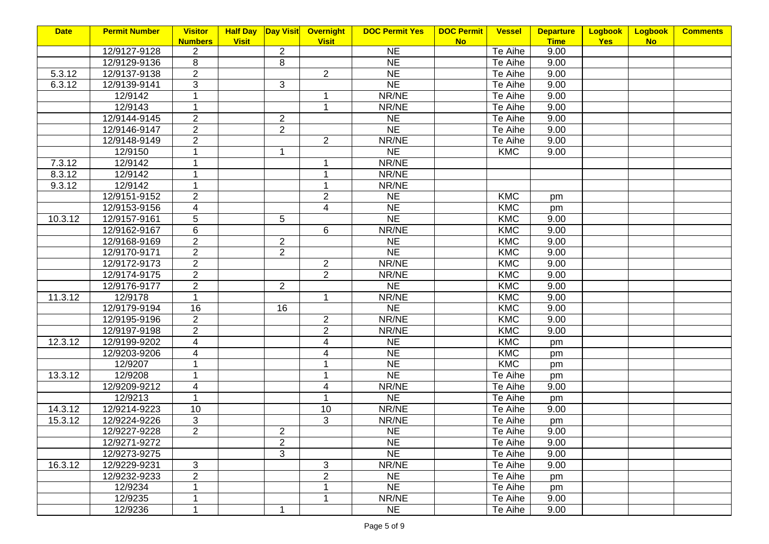| Date | Permit Number | Visitor Numbers | Half Day Visit | Day Visit | Overnight Visit | DOC Permit Yes | DOC Permit No | Vessel | Departure Time | Logbook Yes | Logbook No | Comments |
|---|---|---|---|---|---|---|---|---|---|---|---|---|
| | 12/9127-9128 | 2 | | 2 | | NE | | Te Aihe | 9.00 | | | |
| | 12/9129-9136 | 8 | | 8 | | NE | | Te Aihe | 9.00 | | | |
| 5.3.12 | 12/9137-9138 | 2 | | | 2 | NE | | Te Aihe | 9.00 | | | |
| 6.3.12 | 12/9139-9141 | 3 | | 3 | | NE | | Te Aihe | 9.00 | | | |
| | 12/9142 | 1 | | | 1 | NR/NE | | Te Aihe | 9.00 | | | |
| | 12/9143 | 1 | | | 1 | NR/NE | | Te Aihe | 9.00 | | | |
| | 12/9144-9145 | 2 | | 2 | | NE | | Te Aihe | 9.00 | | | |
| | 12/9146-9147 | 2 | | 2 | | NE | | Te Aihe | 9.00 | | | |
| | 12/9148-9149 | 2 | | | 2 | NR/NE | | Te Aihe | 9.00 | | | |
| | 12/9150 | 1 | | 1 | | NE | | KMC | 9.00 | | | |
| 7.3.12 | 12/9142 | 1 | | | 1 | NR/NE | | | | | | |
| 8.3.12 | 12/9142 | 1 | | | 1 | NR/NE | | | | | | |
| 9.3.12 | 12/9142 | 1 | | | 1 | NR/NE | | | | | | |
| | 12/9151-9152 | 2 | | | 2 | NE | | KMC | pm | | | |
| | 12/9153-9156 | 4 | | | 4 | NE | | KMC | pm | | | |
| 10.3.12 | 12/9157-9161 | 5 | | 5 | | NE | | KMC | 9.00 | | | |
| | 12/9162-9167 | 6 | | | 6 | NR/NE | | KMC | 9.00 | | | |
| | 12/9168-9169 | 2 | | 2 | | NE | | KMC | 9.00 | | | |
| | 12/9170-9171 | 2 | | 2 | | NE | | KMC | 9.00 | | | |
| | 12/9172-9173 | 2 | | | 2 | NR/NE | | KMC | 9.00 | | | |
| | 12/9174-9175 | 2 | | | 2 | NR/NE | | KMC | 9.00 | | | |
| | 12/9176-9177 | 2 | | 2 | | NE | | KMC | 9.00 | | | |
| 11.3.12 | 12/9178 | 1 | | | 1 | NR/NE | | KMC | 9.00 | | | |
| | 12/9179-9194 | 16 | | 16 | | NE | | KMC | 9.00 | | | |
| | 12/9195-9196 | 2 | | | 2 | NR/NE | | KMC | 9.00 | | | |
| | 12/9197-9198 | 2 | | | 2 | NR/NE | | KMC | 9.00 | | | |
| 12.3.12 | 12/9199-9202 | 4 | | | 4 | NE | | KMC | pm | | | |
| | 12/9203-9206 | 4 | | | 4 | NE | | KMC | pm | | | |
| | 12/9207 | 1 | | | 1 | NE | | KMC | pm | | | |
| 13.3.12 | 12/9208 | 1 | | | 1 | NE | | Te Aihe | pm | | | |
| | 12/9209-9212 | 4 | | | 4 | NR/NE | | Te Aihe | 9.00 | | | |
| | 12/9213 | 1 | | | 1 | NE | | Te Aihe | pm | | | |
| 14.3.12 | 12/9214-9223 | 10 | | | 10 | NR/NE | | Te Aihe | 9.00 | | | |
| 15.3.12 | 12/9224-9226 | 3 | | | 3 | NR/NE | | Te Aihe | pm | | | |
| | 12/9227-9228 | 2 | | 2 | | NE | | Te Aihe | 9.00 | | | |
| | 12/9271-9272 | | | 2 | | NE | | Te Aihe | 9.00 | | | |
| | 12/9273-9275 | | | 3 | | NE | | Te Aihe | 9.00 | | | |
| 16.3.12 | 12/9229-9231 | 3 | | | 3 | NR/NE | | Te Aihe | 9.00 | | | |
| | 12/9232-9233 | 2 | | | 2 | NE | | Te Aihe | pm | | | |
| | 12/9234 | 1 | | | 1 | NE | | Te Aihe | pm | | | |
| | 12/9235 | 1 | | | 1 | NR/NE | | Te Aihe | 9.00 | | | |
| | 12/9236 | 1 | | 1 | | NE | | Te Aihe | 9.00 | | | |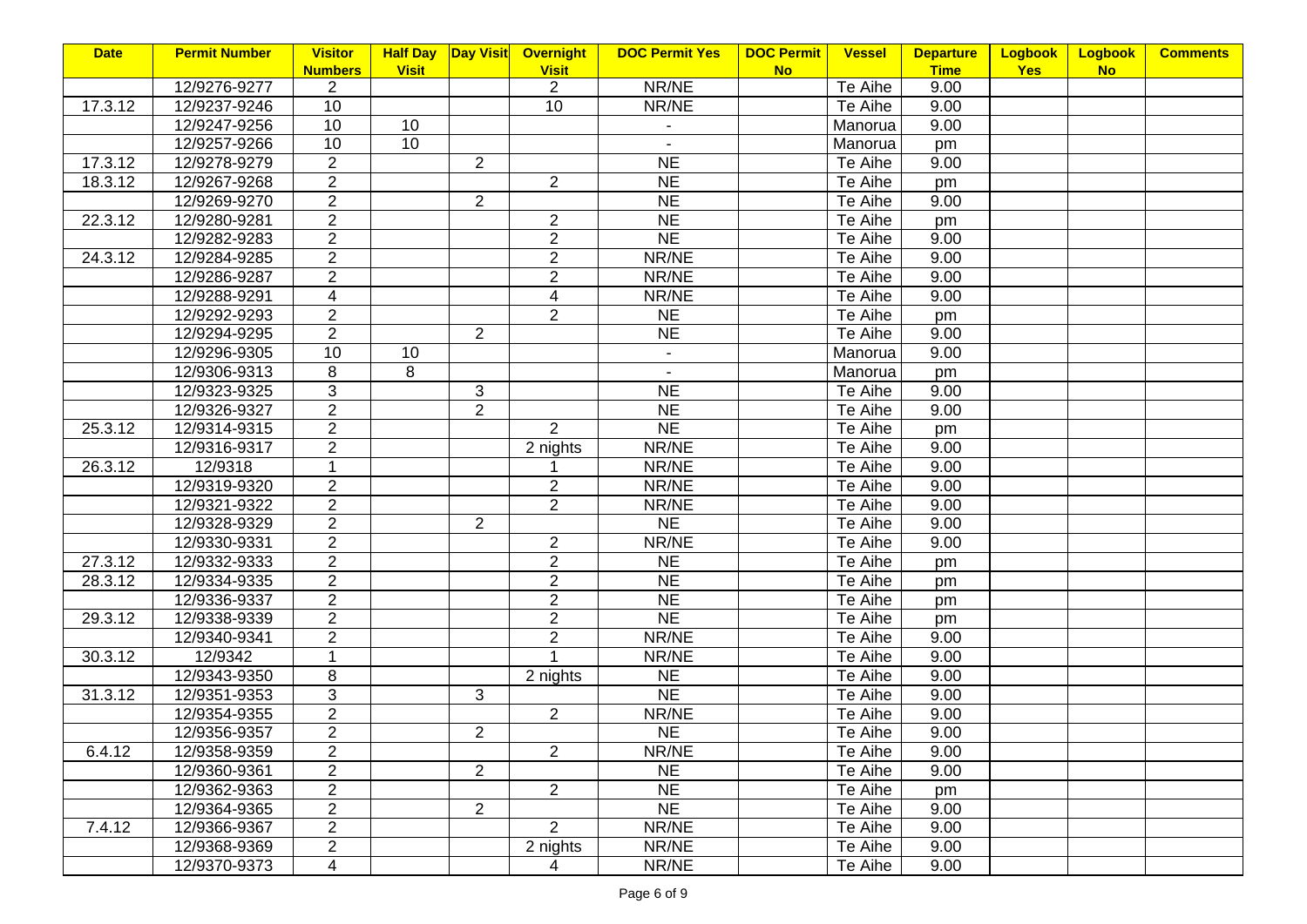| Date | Permit Number | Visitor Numbers | Half Day Visit | Day Visit | Overnight Visit | DOC Permit Yes | DOC Permit No | Vessel | Departure Time | Logbook Yes | Logbook No | Comments |
|---|---|---|---|---|---|---|---|---|---|---|---|---|
| | 12/9276-9277 | 2 | | | 2 | NR/NE | | Te Aihe | 9.00 | | | |
| 17.3.12 | 12/9237-9246 | 10 | | | 10 | NR/NE | | Te Aihe | 9.00 | | | |
| | 12/9247-9256 | 10 | 10 | | | - | | Manorua | 9.00 | | | |
| | 12/9257-9266 | 10 | 10 | | | - | | Manorua | pm | | | |
| 17.3.12 | 12/9278-9279 | 2 | | 2 | | NE | | Te Aihe | 9.00 | | | |
| 18.3.12 | 12/9267-9268 | 2 | | | 2 | NE | | Te Aihe | pm | | | |
| | 12/9269-9270 | 2 | | 2 | | NE | | Te Aihe | 9.00 | | | |
| 22.3.12 | 12/9280-9281 | 2 | | | 2 | NE | | Te Aihe | pm | | | |
| | 12/9282-9283 | 2 | | | 2 | NE | | Te Aihe | 9.00 | | | |
| 24.3.12 | 12/9284-9285 | 2 | | | 2 | NR/NE | | Te Aihe | 9.00 | | | |
| | 12/9286-9287 | 2 | | | 2 | NR/NE | | Te Aihe | 9.00 | | | |
| | 12/9288-9291 | 4 | | | 4 | NR/NE | | Te Aihe | 9.00 | | | |
| | 12/9292-9293 | 2 | | | 2 | NE | | Te Aihe | pm | | | |
| | 12/9294-9295 | 2 | | 2 | | NE | | Te Aihe | 9.00 | | | |
| | 12/9296-9305 | 10 | 10 | | | - | | Manorua | 9.00 | | | |
| | 12/9306-9313 | 8 | 8 | | | - | | Manorua | pm | | | |
| | 12/9323-9325 | 3 | | 3 | | NE | | Te Aihe | 9.00 | | | |
| | 12/9326-9327 | 2 | | 2 | | NE | | Te Aihe | 9.00 | | | |
| 25.3.12 | 12/9314-9315 | 2 | | | 2 | NE | | Te Aihe | pm | | | |
| | 12/9316-9317 | 2 | | | 2 nights | NR/NE | | Te Aihe | 9.00 | | | |
| 26.3.12 | 12/9318 | 1 | | | 1 | NR/NE | | Te Aihe | 9.00 | | | |
| | 12/9319-9320 | 2 | | | 2 | NR/NE | | Te Aihe | 9.00 | | | |
| | 12/9321-9322 | 2 | | | 2 | NR/NE | | Te Aihe | 9.00 | | | |
| | 12/9328-9329 | 2 | | 2 | | NE | | Te Aihe | 9.00 | | | |
| | 12/9330-9331 | 2 | | | 2 | NR/NE | | Te Aihe | 9.00 | | | |
| 27.3.12 | 12/9332-9333 | 2 | | | 2 | NE | | Te Aihe | pm | | | |
| 28.3.12 | 12/9334-9335 | 2 | | | 2 | NE | | Te Aihe | pm | | | |
| | 12/9336-9337 | 2 | | | 2 | NE | | Te Aihe | pm | | | |
| 29.3.12 | 12/9338-9339 | 2 | | | 2 | NE | | Te Aihe | pm | | | |
| | 12/9340-9341 | 2 | | | 2 | NR/NE | | Te Aihe | 9.00 | | | |
| 30.3.12 | 12/9342 | 1 | | | 1 | NR/NE | | Te Aihe | 9.00 | | | |
| | 12/9343-9350 | 8 | | | 2 nights | NE | | Te Aihe | 9.00 | | | |
| 31.3.12 | 12/9351-9353 | 3 | | 3 | | NE | | Te Aihe | 9.00 | | | |
| | 12/9354-9355 | 2 | | | 2 | NR/NE | | Te Aihe | 9.00 | | | |
| | 12/9356-9357 | 2 | | 2 | | NE | | Te Aihe | 9.00 | | | |
| 6.4.12 | 12/9358-9359 | 2 | | | 2 | NR/NE | | Te Aihe | 9.00 | | | |
| | 12/9360-9361 | 2 | | 2 | | NE | | Te Aihe | 9.00 | | | |
| | 12/9362-9363 | 2 | | | 2 | NE | | Te Aihe | pm | | | |
| | 12/9364-9365 | 2 | | 2 | | NE | | Te Aihe | 9.00 | | | |
| 7.4.12 | 12/9366-9367 | 2 | | | 2 | NR/NE | | Te Aihe | 9.00 | | | |
| | 12/9368-9369 | 2 | | | 2 nights | NR/NE | | Te Aihe | 9.00 | | | |
| | 12/9370-9373 | 4 | | | 4 | NR/NE | | Te Aihe | 9.00 | | | |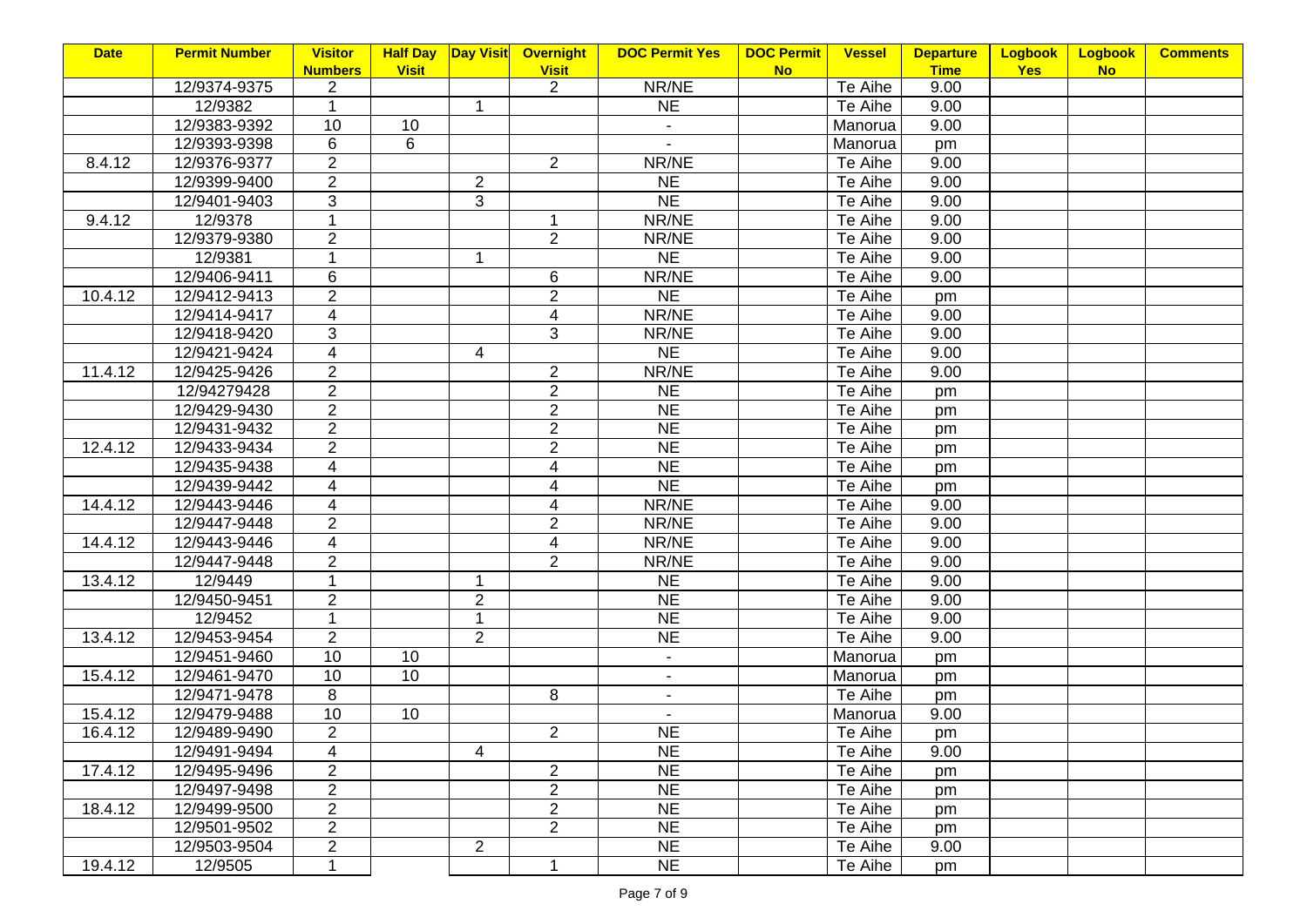| Date | Permit Number | Visitor Numbers | Half Day Visit | Day Visit | Overnight Visit | DOC Permit Yes | DOC Permit No | Vessel | Departure Time | Logbook Yes | Logbook No | Comments |
|---|---|---|---|---|---|---|---|---|---|---|---|---|
| | 12/9374-9375 | 2 | | | 2 | NR/NE | | Te Aihe | 9.00 | | | |
| | 12/9382 | 1 | | 1 | | NE | | Te Aihe | 9.00 | | | |
| | 12/9383-9392 | 10 | 10 | | | - | | Manorua | 9.00 | | | |
| | 12/9393-9398 | 6 | 6 | | | - | | Manorua | pm | | | |
| 8.4.12 | 12/9376-9377 | 2 | | | 2 | NR/NE | | Te Aihe | 9.00 | | | |
| | 12/9399-9400 | 2 | | 2 | | NE | | Te Aihe | 9.00 | | | |
| | 12/9401-9403 | 3 | | 3 | | NE | | Te Aihe | 9.00 | | | |
| 9.4.12 | 12/9378 | 1 | | | 1 | NR/NE | | Te Aihe | 9.00 | | | |
| | 12/9379-9380 | 2 | | | 2 | NR/NE | | Te Aihe | 9.00 | | | |
| | 12/9381 | 1 | | 1 | | NE | | Te Aihe | 9.00 | | | |
| | 12/9406-9411 | 6 | | | 6 | NR/NE | | Te Aihe | 9.00 | | | |
| 10.4.12 | 12/9412-9413 | 2 | | | 2 | NE | | Te Aihe | pm | | | |
| | 12/9414-9417 | 4 | | | 4 | NR/NE | | Te Aihe | 9.00 | | | |
| | 12/9418-9420 | 3 | | | 3 | NR/NE | | Te Aihe | 9.00 | | | |
| | 12/9421-9424 | 4 | | 4 | | NE | | Te Aihe | 9.00 | | | |
| 11.4.12 | 12/9425-9426 | 2 | | | 2 | NR/NE | | Te Aihe | 9.00 | | | |
| | 12/94279428 | 2 | | | 2 | NE | | Te Aihe | pm | | | |
| | 12/9429-9430 | 2 | | | 2 | NE | | Te Aihe | pm | | | |
| | 12/9431-9432 | 2 | | | 2 | NE | | Te Aihe | pm | | | |
| 12.4.12 | 12/9433-9434 | 2 | | | 2 | NE | | Te Aihe | pm | | | |
| | 12/9435-9438 | 4 | | | 4 | NE | | Te Aihe | pm | | | |
| | 12/9439-9442 | 4 | | | 4 | NE | | Te Aihe | pm | | | |
| 14.4.12 | 12/9443-9446 | 4 | | | 4 | NR/NE | | Te Aihe | 9.00 | | | |
| | 12/9447-9448 | 2 | | | 2 | NR/NE | | Te Aihe | 9.00 | | | |
| 14.4.12 | 12/9443-9446 | 4 | | | 4 | NR/NE | | Te Aihe | 9.00 | | | |
| | 12/9447-9448 | 2 | | | 2 | NR/NE | | Te Aihe | 9.00 | | | |
| 13.4.12 | 12/9449 | 1 | | 1 | | NE | | Te Aihe | 9.00 | | | |
| | 12/9450-9451 | 2 | | 2 | | NE | | Te Aihe | 9.00 | | | |
| | 12/9452 | 1 | | 1 | | NE | | Te Aihe | 9.00 | | | |
| 13.4.12 | 12/9453-9454 | 2 | | 2 | | NE | | Te Aihe | 9.00 | | | |
| | 12/9451-9460 | 10 | 10 | | | - | | Manorua | pm | | | |
| 15.4.12 | 12/9461-9470 | 10 | 10 | | | - | | Manorua | pm | | | |
| | 12/9471-9478 | 8 | | | 8 | - | | Te Aihe | pm | | | |
| 15.4.12 | 12/9479-9488 | 10 | 10 | | | - | | Manorua | 9.00 | | | |
| 16.4.12 | 12/9489-9490 | 2 | | | 2 | NE | | Te Aihe | pm | | | |
| | 12/9491-9494 | 4 | | 4 | | NE | | Te Aihe | 9.00 | | | |
| 17.4.12 | 12/9495-9496 | 2 | | | 2 | NE | | Te Aihe | pm | | | |
| | 12/9497-9498 | 2 | | | 2 | NE | | Te Aihe | pm | | | |
| 18.4.12 | 12/9499-9500 | 2 | | | 2 | NE | | Te Aihe | pm | | | |
| | 12/9501-9502 | 2 | | | 2 | NE | | Te Aihe | pm | | | |
| | 12/9503-9504 | 2 | | 2 | | NE | | Te Aihe | 9.00 | | | |
| 19.4.12 | 12/9505 | 1 | | | 1 | NE | | Te Aihe | pm | | | |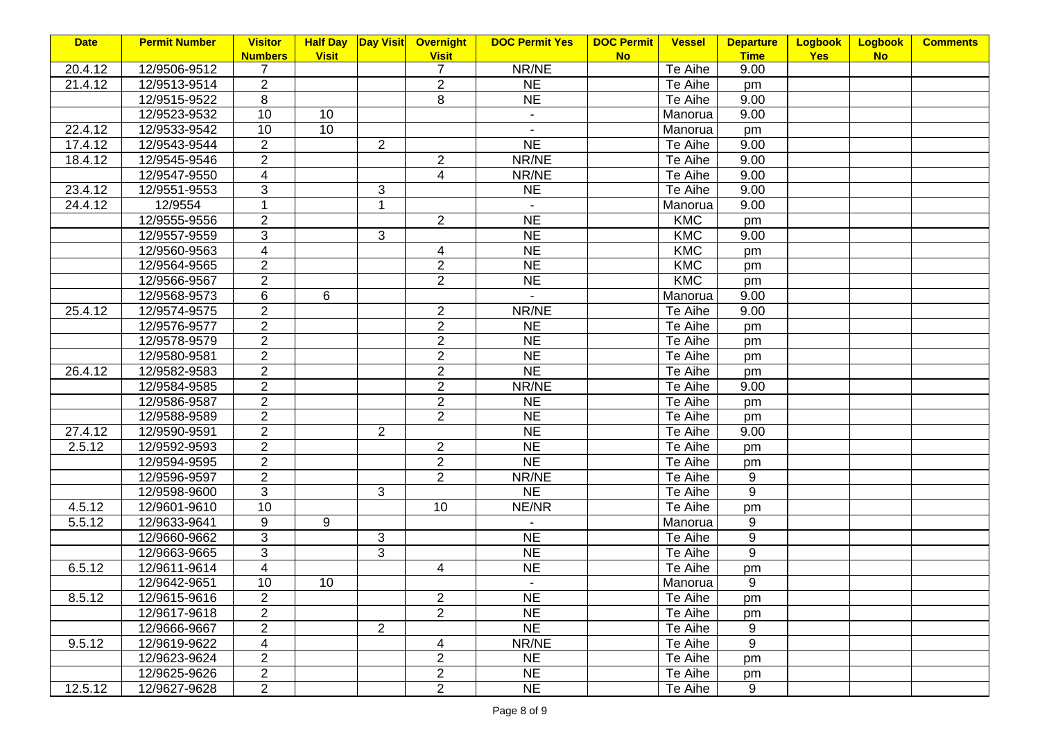| Date | Permit Number | Visitor Numbers | Half Day Visit | Day Visit | Overnight Visit | DOC Permit Yes | DOC Permit No | Vessel | Departure Time | Logbook Yes | Logbook No | Comments |
|---|---|---|---|---|---|---|---|---|---|---|---|---|
| 20.4.12 | 12/9506-9512 | 7 | | | 7 | NR/NE | | Te Aihe | 9.00 | | | |
| 21.4.12 | 12/9513-9514 | 2 | | | 2 | NE | | Te Aihe | pm | | | |
| | 12/9515-9522 | 8 | | | 8 | NE | | Te Aihe | 9.00 | | | |
| | 12/9523-9532 | 10 | 10 | | | - | | Manorua | 9.00 | | | |
| 22.4.12 | 12/9533-9542 | 10 | 10 | | | - | | Manorua | pm | | | |
| 17.4.12 | 12/9543-9544 | 2 | | 2 | | NE | | Te Aihe | 9.00 | | | |
| 18.4.12 | 12/9545-9546 | 2 | | | 2 | NR/NE | | Te Aihe | 9.00 | | | |
| | 12/9547-9550 | 4 | | | 4 | NR/NE | | Te Aihe | 9.00 | | | |
| 23.4.12 | 12/9551-9553 | 3 | | 3 | | NE | | Te Aihe | 9.00 | | | |
| 24.4.12 | 12/9554 | 1 | | 1 | | - | | Manorua | 9.00 | | | |
| | 12/9555-9556 | 2 | | | 2 | NE | | KMC | pm | | | |
| | 12/9557-9559 | 3 | | 3 | | NE | | KMC | 9.00 | | | |
| | 12/9560-9563 | 4 | | | 4 | NE | | KMC | pm | | | |
| | 12/9564-9565 | 2 | | | 2 | NE | | KMC | pm | | | |
| | 12/9566-9567 | 2 | | | 2 | NE | | KMC | pm | | | |
| | 12/9568-9573 | 6 | 6 | | | - | | Manorua | 9.00 | | | |
| 25.4.12 | 12/9574-9575 | 2 | | | 2 | NR/NE | | Te Aihe | 9.00 | | | |
| | 12/9576-9577 | 2 | | | 2 | NE | | Te Aihe | pm | | | |
| | 12/9578-9579 | 2 | | | 2 | NE | | Te Aihe | pm | | | |
| | 12/9580-9581 | 2 | | | 2 | NE | | Te Aihe | pm | | | |
| 26.4.12 | 12/9582-9583 | 2 | | | 2 | NE | | Te Aihe | pm | | | |
| | 12/9584-9585 | 2 | | | 2 | NR/NE | | Te Aihe | 9.00 | | | |
| | 12/9586-9587 | 2 | | | 2 | NE | | Te Aihe | pm | | | |
| | 12/9588-9589 | 2 | | | 2 | NE | | Te Aihe | pm | | | |
| 27.4.12 | 12/9590-9591 | 2 | | 2 | | NE | | Te Aihe | 9.00 | | | |
| 2.5.12 | 12/9592-9593 | 2 | | | 2 | NE | | Te Aihe | pm | | | |
| | 12/9594-9595 | 2 | | | 2 | NE | | Te Aihe | pm | | | |
| | 12/9596-9597 | 2 | | | 2 | NR/NE | | Te Aihe | 9 | | | |
| | 12/9598-9600 | 3 | | 3 | | NE | | Te Aihe | 9 | | | |
| 4.5.12 | 12/9601-9610 | 10 | | | 10 | NE/NR | | Te Aihe | pm | | | |
| 5.5.12 | 12/9633-9641 | 9 | 9 | | | - | | Manorua | 9 | | | |
| | 12/9660-9662 | 3 | | 3 | | NE | | Te Aihe | 9 | | | |
| | 12/9663-9665 | 3 | | 3 | | NE | | Te Aihe | 9 | | | |
| 6.5.12 | 12/9611-9614 | 4 | | | 4 | NE | | Te Aihe | pm | | | |
| | 12/9642-9651 | 10 | 10 | | | - | | Manorua | 9 | | | |
| 8.5.12 | 12/9615-9616 | 2 | | | 2 | NE | | Te Aihe | pm | | | |
| | 12/9617-9618 | 2 | | | 2 | NE | | Te Aihe | pm | | | |
| | 12/9666-9667 | 2 | | 2 | | NE | | Te Aihe | 9 | | | |
| 9.5.12 | 12/9619-9622 | 4 | | | 4 | NR/NE | | Te Aihe | 9 | | | |
| | 12/9623-9624 | 2 | | | 2 | NE | | Te Aihe | pm | | | |
| | 12/9625-9626 | 2 | | | 2 | NE | | Te Aihe | pm | | | |
| 12.5.12 | 12/9627-9628 | 2 | | | 2 | NE | | Te Aihe | 9 | | | |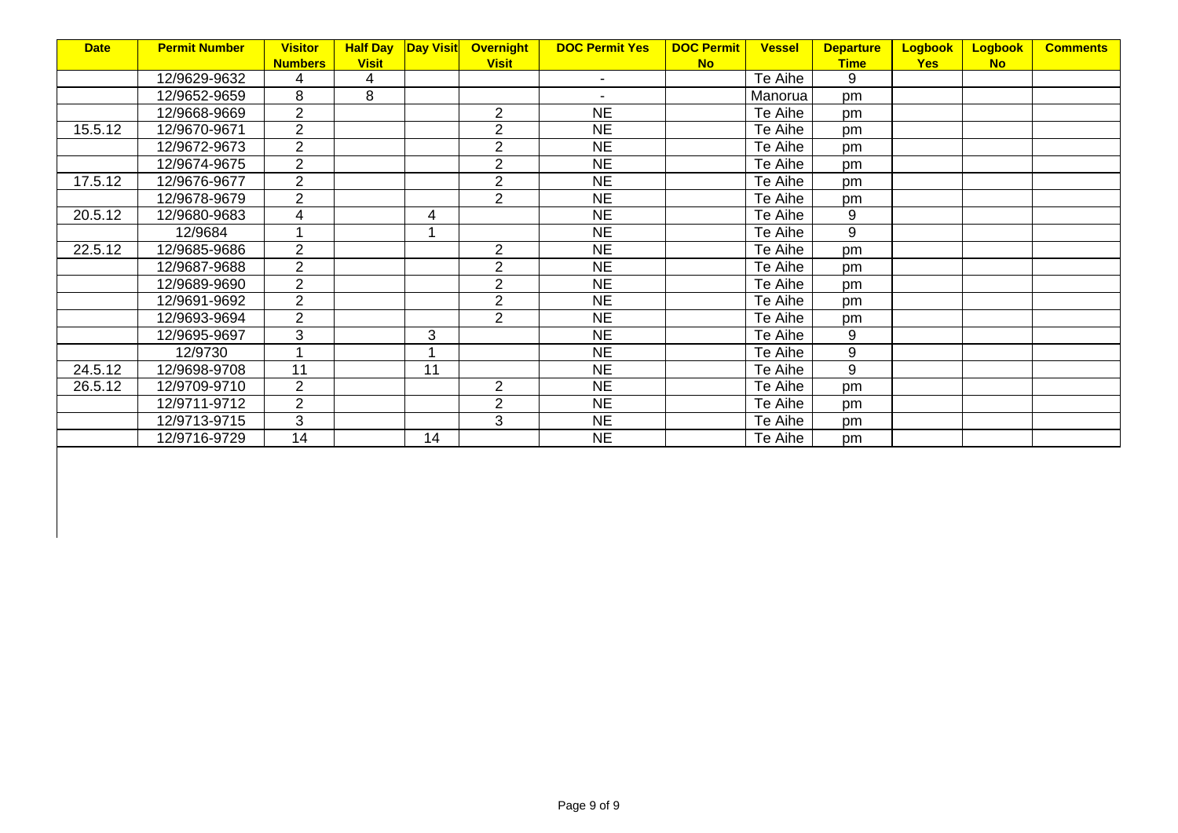| Date | Permit Number | Visitor Numbers | Half Day Visit | Day Visit | Overnight Visit | DOC Permit Yes | DOC Permit No | Vessel | Departure Time | Logbook Yes | Logbook No | Comments |
|---|---|---|---|---|---|---|---|---|---|---|---|---|
| | 12/9629-9632 | 4 | 4 | | | - | | Te Aihe | 9 | | | |
| | 12/9652-9659 | 8 | 8 | | | - | | Manorua | pm | | | |
| | 12/9668-9669 | 2 | | | 2 | NE | | Te Aihe | pm | | | |
| 15.5.12 | 12/9670-9671 | 2 | | | 2 | NE | | Te Aihe | pm | | | |
| | 12/9672-9673 | 2 | | | 2 | NE | | Te Aihe | pm | | | |
| | 12/9674-9675 | 2 | | | 2 | NE | | Te Aihe | pm | | | |
| 17.5.12 | 12/9676-9677 | 2 | | | 2 | NE | | Te Aihe | pm | | | |
| | 12/9678-9679 | 2 | | | 2 | NE | | Te Aihe | pm | | | |
| 20.5.12 | 12/9680-9683 | 4 | | 4 | | NE | | Te Aihe | 9 | | | |
| | 12/9684 | 1 | | 1 | | NE | | Te Aihe | 9 | | | |
| 22.5.12 | 12/9685-9686 | 2 | | | 2 | NE | | Te Aihe | pm | | | |
| | 12/9687-9688 | 2 | | | 2 | NE | | Te Aihe | pm | | | |
| | 12/9689-9690 | 2 | | | 2 | NE | | Te Aihe | pm | | | |
| | 12/9691-9692 | 2 | | | 2 | NE | | Te Aihe | pm | | | |
| | 12/9693-9694 | 2 | | | 2 | NE | | Te Aihe | pm | | | |
| | 12/9695-9697 | 3 | | 3 | | NE | | Te Aihe | 9 | | | |
| | 12/9730 | 1 | | 1 | | NE | | Te Aihe | 9 | | | |
| 24.5.12 | 12/9698-9708 | 11 | | 11 | | NE | | Te Aihe | 9 | | | |
| 26.5.12 | 12/9709-9710 | 2 | | | 2 | NE | | Te Aihe | pm | | | |
| | 12/9711-9712 | 2 | | | 2 | NE | | Te Aihe | pm | | | |
| | 12/9713-9715 | 3 | | | 3 | NE | | Te Aihe | pm | | | |
| | 12/9716-9729 | 14 | | 14 | | NE | | Te Aihe | pm | | | |